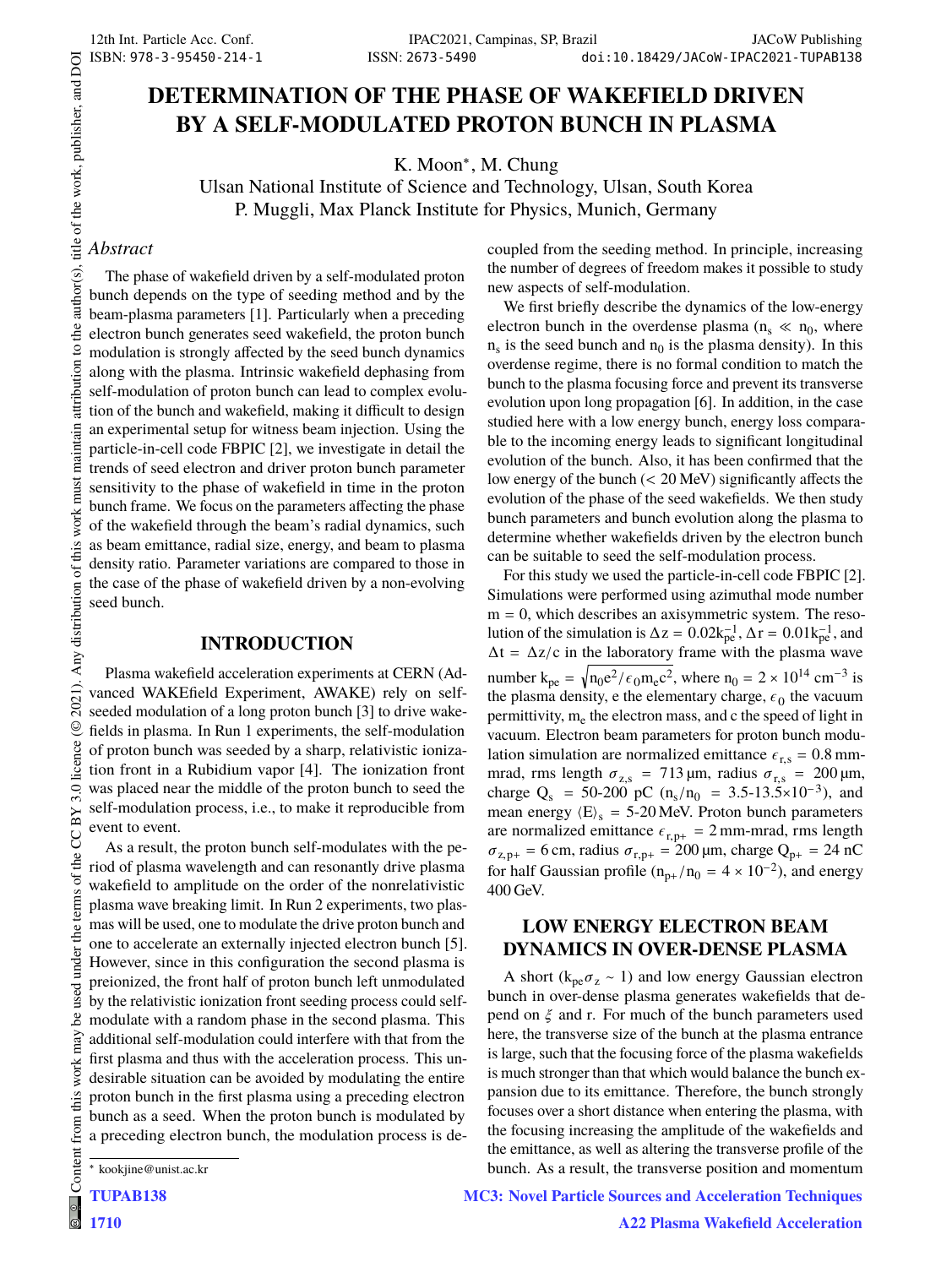# DETERMINATION OF THE PHASE OF WAKEFIELD DRIVEN BY A SELF-MODULATED PROTON BUNCH IN PLASMA

K. Moon*, M. Chung
Ulsan National Institute of Science and Technology, Ulsan, South Korea
P. Muggli, Max Planck Institute for Physics, Munich, Germany

## *Abstract*

The phase of wakefield driven by a self-modulated proton bunch depends on the type of seeding method and by the beam-plasma parameters [1]. Particularly when a preceding electron bunch generates seed wakefield, the proton bunch modulation is strongly affected by the seed bunch dynamics along with the plasma. Intrinsic wakefield dephasing from self-modulation of proton bunch can lead to complex evolution of the bunch and wakefield, making it difficult to design an experimental setup for witness beam injection. Using the particle-in-cell code FBPIC [2], we investigate in detail the trends of seed electron and driver proton bunch parameter sensitivity to the phase of wakefield in time in the proton bunch frame. We focus on the parameters affecting the phase of the wakefield through the beam's radial dynamics, such as beam emittance, radial size, energy, and beam to plasma density ratio. Parameter variations are compared to those in the case of the phase of wakefield driven by a non-evolving seed bunch.

## INTRODUCTION

Plasma wakefield acceleration experiments at CERN (Advanced WAKEfield Experiment, AWAKE) rely on self-seeded modulation of a long proton bunch [3] to drive wakefields in plasma. In Run 1 experiments, the self-modulation of proton bunch was seeded by a sharp, relativistic ionization front in a Rubidium vapor [4]. The ionization front was placed near the middle of the proton bunch to seed the self-modulation process, i.e., to make it reproducible from event to event.

As a result, the proton bunch self-modulates with the period of plasma wavelength and can resonantly drive plasma wakefield to amplitude on the order of the nonrelativistic plasma wave breaking limit. In Run 2 experiments, two plasmas will be used, one to modulate the drive proton bunch and one to accelerate an externally injected electron bunch [5]. However, since in this configuration the second plasma is preionized, the front half of proton bunch left unmodulated by the relativistic ionization front seeding process could self-modulate with a random phase in the second plasma. This additional self-modulation could interfere with that from the first plasma and thus with the acceleration process. This undesirable situation can be avoided by modulating the entire proton bunch in the first plasma using a preceding electron bunch as a seed. When the proton bunch is modulated by a preceding electron bunch, the modulation process is decoupled from the seeding method. In principle, increasing the number of degrees of freedom makes it possible to study new aspects of self-modulation.

We first briefly describe the dynamics of the low-energy electron bunch in the overdense plasma ($n_s \ll n_0$, where $n_s$ is the seed bunch and $n_0$ is the plasma density). In this overdense regime, there is no formal condition to match the bunch to the plasma focusing force and prevent its transverse evolution upon long propagation [6]. In addition, in the case studied here with a low energy bunch, energy loss comparable to the incoming energy leads to significant longitudinal evolution of the bunch. Also, it has been confirmed that the low energy of the bunch (< 20 MeV) significantly affects the evolution of the phase of the seed wakefields. We then study bunch parameters and bunch evolution along the plasma to determine whether wakefields driven by the electron bunch can be suitable to seed the self-modulation process.

For this study we used the particle-in-cell code FBPIC [2]. Simulations were performed using azimuthal mode number m = 0, which describes an axisymmetric system. The resolution of the simulation is $\Delta z = 0.02k_{pe}^{-1}$, $\Delta r = 0.01k_{pe}^{-1}$, and $\Delta t = \Delta z/c$ in the laboratory frame with the plasma wave number $k_{pe} = \sqrt{n_0 e^2/\epsilon_0 m_e c^2}$, where $n_0 = 2 \times 10^{14}$ cm$^{-3}$ is the plasma density, e the elementary charge, $\epsilon_0$ the vacuum permittivity, $m_e$ the electron mass, and c the speed of light in vacuum. Electron beam parameters for proton bunch modulation simulation are normalized emittance $\epsilon_{r,s}$ = 0.8 mm-mrad, rms length $\sigma_{z,s}$ = 713 µm, radius $\sigma_{r,s}$ = 200 µm, charge $Q_s$ = 50-200 pC ($n_s/n_0$ = 3.5-13.5×$10^{-3}$), and mean energy $\langle E \rangle_s$ = 5-20 MeV. Proton bunch parameters are normalized emittance $\epsilon_{r,p+}$ = 2 mm-mrad, rms length $\sigma_{z,p+}$ = 6 cm, radius $\sigma_{r,p+}$ = 200 µm, charge $Q_{p+}$ = 24 nC for half Gaussian profile ($n_{p+}/n_0 = 4 \times 10^{-2}$), and energy 400 GeV.

## LOW ENERGY ELECTRON BEAM DYNAMICS IN OVER-DENSE PLASMA

A short ($k_{pe}\sigma_z \sim 1$) and low energy Gaussian electron bunch in over-dense plasma generates wakefields that depend on $\xi$ and r. For much of the bunch parameters used here, the transverse size of the bunch at the plasma entrance is large, such that the focusing force of the plasma wakefields is much stronger than that which would balance the bunch expansion due to its emittance. Therefore, the bunch strongly focuses over a short distance when entering the plasma, with the focusing increasing the amplitude of the wakefields and the emittance, as well as altering the transverse profile of the bunch. As a result, the transverse position and momentum

* kookjine@unist.ac.kr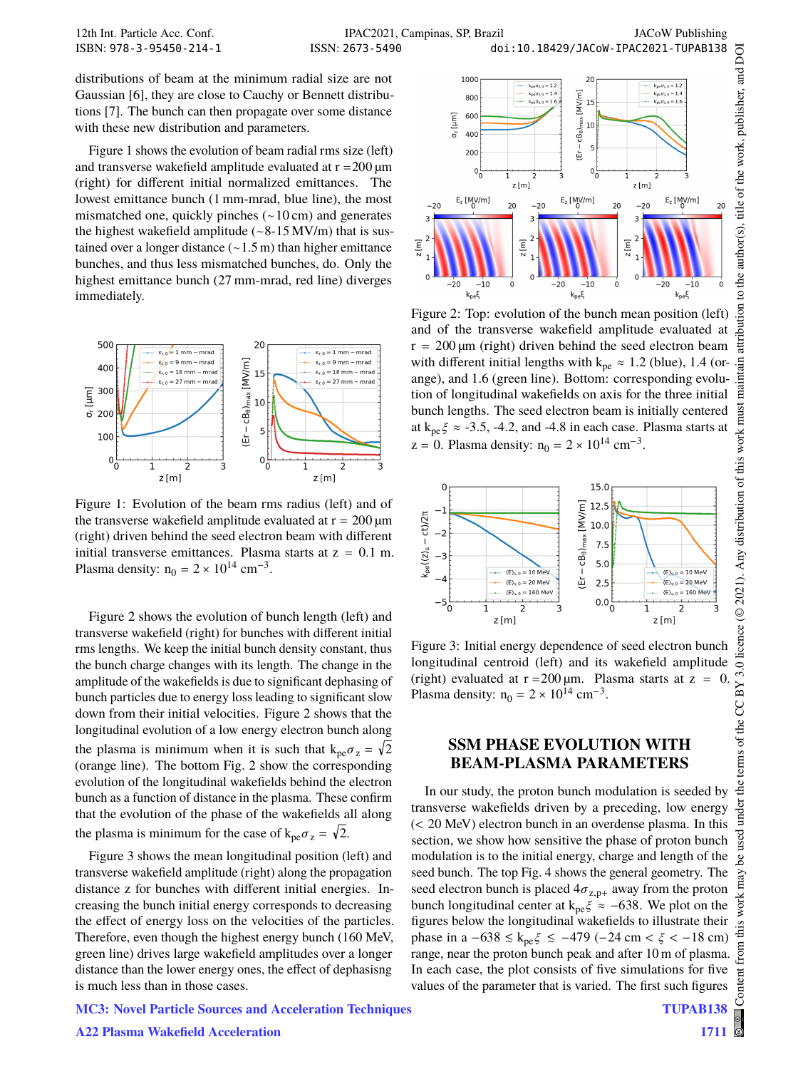distributions of beam at the minimum radial size are not Gaussian [6], they are close to Cauchy or Bennett distributions [7]. The bunch can then propagate over some distance with these new distribution and parameters.

Figure 1 shows the evolution of beam radial rms size (left) and transverse wakefield amplitude evaluated at r = 200 µm (right) for different initial normalized emittances. The lowest emittance bunch (1 mm-mrad, blue line), the most mismatched one, quickly pinches (~ 10 cm) and generates the highest wakefield amplitude (~8-15 MV/m) that is sustained over a longer distance (~ 1.5 m) than higher emittance bunches, and thus less mismatched bunches, do. Only the highest emittance bunch (27 mm-mrad, red line) diverges immediately.

Figure 1: Evolution of the beam rms radius (left) and of the transverse wakefield amplitude evaluated at r = 200 µm (right) driven behind the seed electron beam with different initial transverse emittances. Plasma starts at z = 0.1 m. Plasma density: $n_0 = 2 \times 10^{14}$ cm$^{-3}$.

Figure 2 shows the evolution of bunch length (left) and transverse wakefield (right) for bunches with different initial rms lengths. We keep the initial bunch density constant, thus the bunch charge changes with its length. The change in the amplitude of the wakefields is due to significant dephasing of bunch particles due to energy loss leading to significant slow down from their initial velocities. Figure 2 shows that the longitudinal evolution of a low energy electron bunch along the plasma is minimum when it is such that $k_{pe}\sigma_z = \sqrt{2}$ (orange line). The bottom Fig. 2 show the corresponding evolution of the longitudinal wakefields behind the electron bunch as a function of distance in the plasma. These confirm that the evolution of the phase of the wakefields all along the plasma is minimum for the case of $k_{pe}\sigma_z = \sqrt{2}$.

Figure 3 shows the mean longitudinal position (left) and transverse wakefield amplitude (right) along the propagation distance z for bunches with different initial energies. Increasing the bunch initial energy corresponds to decreasing the effect of energy loss on the velocities of the particles. Therefore, even though the highest energy bunch (160 MeV, green line) drives large wakefield amplitudes over a longer distance than the lower energy ones, the effect of dephasing is much less than in those cases.

Figure 2: Top: evolution of the bunch mean position (left) and of the transverse wakefield amplitude evaluated at r = 200 µm (right) driven behind the seed electron beam with different initial lengths with $k_{pe} \approx 1.2$ (blue), 1.4 (orange), and 1.6 (green line). Bottom: corresponding evolution of longitudinal wakefields on axis for the three initial bunch lengths. The seed electron beam is initially centered at $k_{pe}\xi \approx$ -3.5, -4.2, and -4.8 in each case. Plasma starts at z = 0. Plasma density: $n_0 = 2 \times 10^{14}$ cm$^{-3}$.

Figure 3: Initial energy dependence of seed electron bunch longitudinal centroid (left) and its wakefield amplitude (right) evaluated at r = 200 µm. Plasma starts at z = 0. Plasma density: $n_0 = 2 \times 10^{14}$ cm$^{-3}$.

## SSM PHASE EVOLUTION WITH BEAM-PLASMA PARAMETERS

In our study, the proton bunch modulation is seeded by transverse wakefields driven by a preceding, low energy (< 20 MeV) electron bunch in an overdense plasma. In this section, we show how sensitive the proton bunch modulation is to the initial energy, charge and length of the seed bunch. The top Fig. 4 shows the general geometry. The seed electron bunch is placed $4\sigma_{z,p+}$ away from the proton bunch longitudinal center at $k_{pe}\xi \approx -638$. We plot on the figures below the longitudinal wakefields to illustrate their phase in a $-638 \lesssim k_{pe}\xi \lesssim -479$ ($-24$ cm $< \xi < -18$ cm) range, near the proton bunch peak and after 10 m of plasma. In each case, the plot consists of five simulations for five values of the parameter that is varied. The first such figures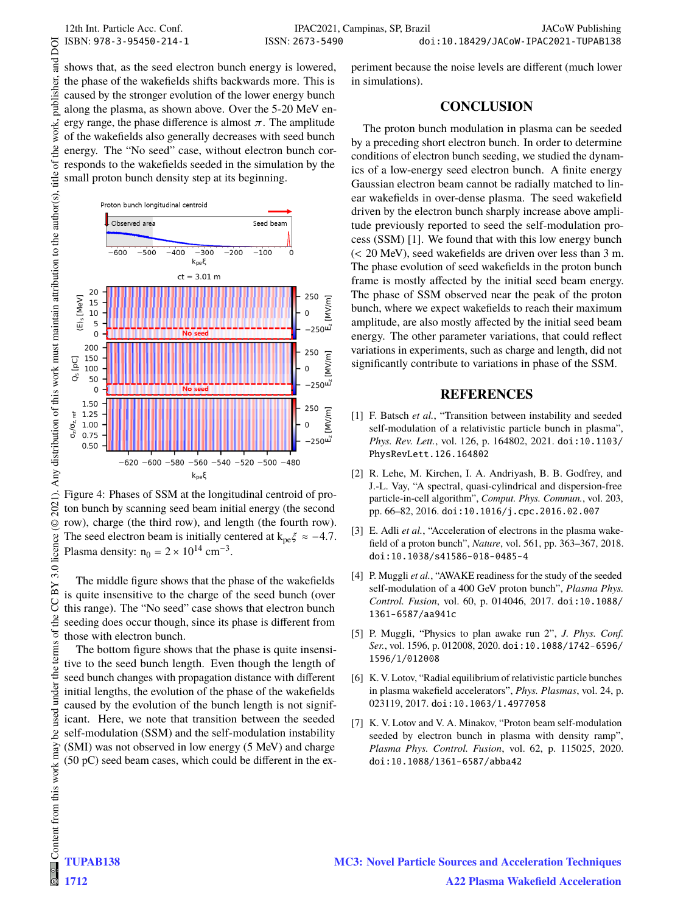shows that, as the seed electron bunch energy is lowered, the phase of the wakefields shifts backwards more. This is caused by the stronger evolution of the lower energy bunch along the plasma, as shown above. Over the 5-20 MeV energy range, the phase difference is almost $\pi$. The amplitude of the wakefields also generally decreases with seed bunch energy. The "No seed" case, without electron bunch corresponds to the wakefields seeded in the simulation by the small proton bunch density step at its beginning.

Proton bunch longitudinal centroid

Observed area

Seed beam

−600 −500 −400 −300 −200 −100 0

$k_{pe}\xi$

ct = 3.01 m

⟨E⟩s [MeV]

20 15 10 5 0

No seed

250 0 −250 $E_z$ [MV/m]

$Q_s$ [pC]

200 150 100 50 0

No seed

250 0 −250 $E_z$ [MV/m]

$\sigma_z/\sigma_{z,ref}$

1.50 1.25 1.00 0.75 0.50

250 0 −250 $E_z$ [MV/m]

−620 −600 −580 −560 −540 −520 −500 −480

$k_{pe}\xi$

Figure 4: Phases of SSM at the longitudinal centroid of proton bunch by scanning seed beam initial energy (the second row), charge (the third row), and length (the fourth row). The seed electron beam is initially centered at $k_{pe}\xi \approx -4.7$. Plasma density: $n_0 = 2 \times 10^{14}$ cm$^{-3}$.

The middle figure shows that the phase of the wakefields is quite insensitive to the charge of the seed bunch (over this range). The "No seed" case shows that electron bunch seeding does occur though, since its phase is different from those with electron bunch.

The bottom figure shows that the phase is quite insensitive to the seed bunch length. Even though the length of seed bunch changes with propagation distance with different initial lengths, the evolution of the phase of the wakefields caused by the evolution of the bunch length is not significant. Here, we note that transition between the seeded self-modulation (SSM) and the self-modulation instability (SMI) was not observed in low energy (5 MeV) and charge (50 pC) seed beam cases, which could be different in the experiment because the noise levels are different (much lower in simulations).

## CONCLUSION

The proton bunch modulation in plasma can be seeded by a preceding short electron bunch. In order to determine conditions of electron bunch seeding, we studied the dynamics of a low-energy seed electron bunch. A finite energy Gaussian electron beam cannot be radially matched to linear wakefields in over-dense plasma. The seed wakefield driven by the electron bunch sharply increase above amplitude previously reported to seed the self-modulation process (SSM) [1]. We found that with this low energy bunch (< 20 MeV), seed wakefields are driven over less than 3 m. The phase evolution of seed wakefields in the proton bunch frame is mostly affected by the initial seed beam energy. The phase of SSM observed near the peak of the proton bunch, where we expect wakefields to reach their maximum amplitude, are also mostly affected by the initial seed beam energy. The other parameter variations, that could reflect variations in experiments, such as charge and length, did not significantly contribute to variations in phase of the SSM.

## REFERENCES

[1] F. Batsch *et al.*, "Transition between instability and seeded self-modulation of a relativistic particle bunch in plasma", *Phys. Rev. Lett.*, vol. 126, p. 164802, 2021. doi:10.1103/PhysRevLett.126.164802

[2] R. Lehe, M. Kirchen, I. A. Andriyash, B. B. Godfrey, and J.-L. Vay, "A spectral, quasi-cylindrical and dispersion-free particle-in-cell algorithm", *Comput. Phys. Commun.*, vol. 203, pp. 66–82, 2016. doi:10.1016/j.cpc.2016.02.007

[3] E. Adli *et al.*, "Acceleration of electrons in the plasma wakefield of a proton bunch", *Nature*, vol. 561, pp. 363–367, 2018. doi:10.1038/s41586-018-0485-4

[4] P. Muggli *et al.*, "AWAKE readiness for the study of the seeded self-modulation of a 400 GeV proton bunch", *Plasma Phys. Control. Fusion*, vol. 60, p. 014046, 2017. doi:10.1088/1361-6587/aa941c

[5] P. Muggli, "Physics to plan awake run 2", *J. Phys. Conf. Ser.*, vol. 1596, p. 012008, 2020. doi:10.1088/1742-6596/1596/1/012008

[6] K. V. Lotov, "Radial equilibrium of relativistic particle bunches in plasma wakefield accelerators", *Phys. Plasmas*, vol. 24, p. 023119, 2017. doi:10.1063/1.4977058

[7] K. V. Lotov and V. A. Minakov, "Proton beam self-modulation seeded by electron bunch in plasma with density ramp", *Plasma Phys. Control. Fusion*, vol. 62, p. 115025, 2020. doi:10.1088/1361-6587/abba42